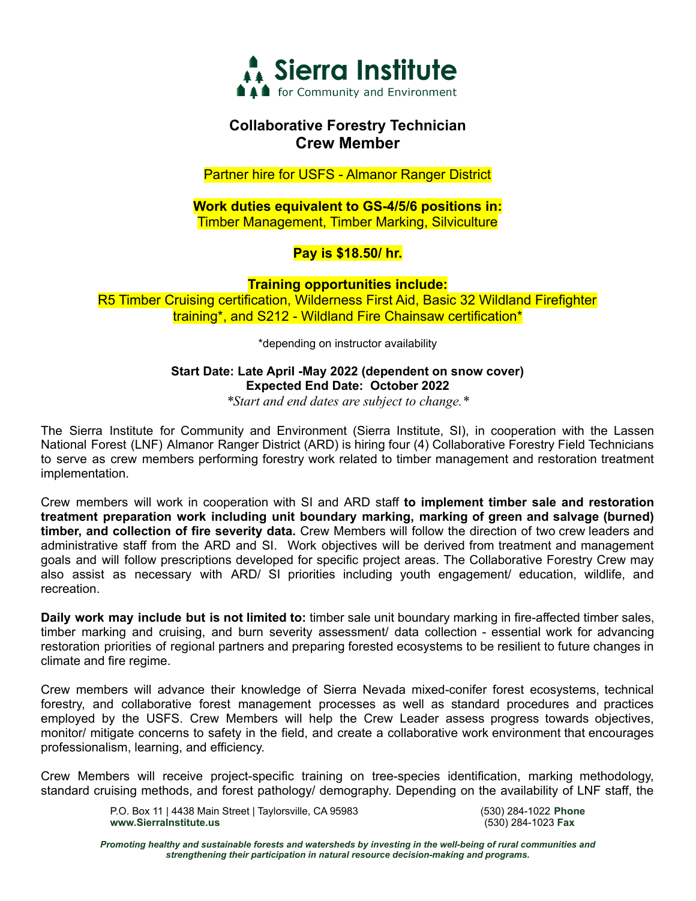Sierra Institute
for Community and Environment

# Collaborative Forestry Technician
## Crew Member

Partner hire for USFS - Almanor Ranger District

**Work duties equivalent to GS-4/5/6 positions in:**
Timber Management, Timber Marking, Silviculture

**Pay is $18.50/ hr.**

**Training opportunities include:**
R5 Timber Cruising certification, Wilderness First Aid, Basic 32 Wildland Firefighter training*, and S212 - Wildland Fire Chainsaw certification*

*depending on instructor availability

**Start Date: Late April -May 2022 (dependent on snow cover)**
**Expected End Date: October 2022**
*\*Start and end dates are subject to change.\**

The Sierra Institute for Community and Environment (Sierra Institute, SI), in cooperation with the Lassen National Forest (LNF) Almanor Ranger District (ARD) is hiring four (4) Collaborative Forestry Field Technicians to serve as crew members performing forestry work related to timber management and restoration treatment implementation.

Crew members will work in cooperation with SI and ARD staff **to implement timber sale and restoration treatment preparation work including unit boundary marking, marking of green and salvage (burned) timber, and collection of fire severity data.** Crew Members will follow the direction of two crew leaders and administrative staff from the ARD and SI. Work objectives will be derived from treatment and management goals and will follow prescriptions developed for specific project areas. The Collaborative Forestry Crew may also assist as necessary with ARD/ SI priorities including youth engagement/ education, wildlife, and recreation.

**Daily work may include but is not limited to:** timber sale unit boundary marking in fire-affected timber sales, timber marking and cruising, and burn severity assessment/ data collection - essential work for advancing restoration priorities of regional partners and preparing forested ecosystems to be resilient to future changes in climate and fire regime.

Crew members will advance their knowledge of Sierra Nevada mixed-conifer forest ecosystems, technical forestry, and collaborative forest management processes as well as standard procedures and practices employed by the USFS. Crew Members will help the Crew Leader assess progress towards objectives, monitor/ mitigate concerns to safety in the field, and create a collaborative work environment that encourages professionalism, learning, and efficiency.

Crew Members will receive project-specific training on tree-species identification, marking methodology, standard cruising methods, and forest pathology/ demography. Depending on the availability of LNF staff, the

P.O. Box 11 | 4438 Main Street | Taylorsville, CA 95983
**www.SierraInstitute.us**

(530) 284-1022 **Phone**
(530) 284-1023 **Fax**

***Promoting healthy and sustainable forests and watersheds by investing in the well-being of rural communities and strengthening their participation in natural resource decision-making and programs.***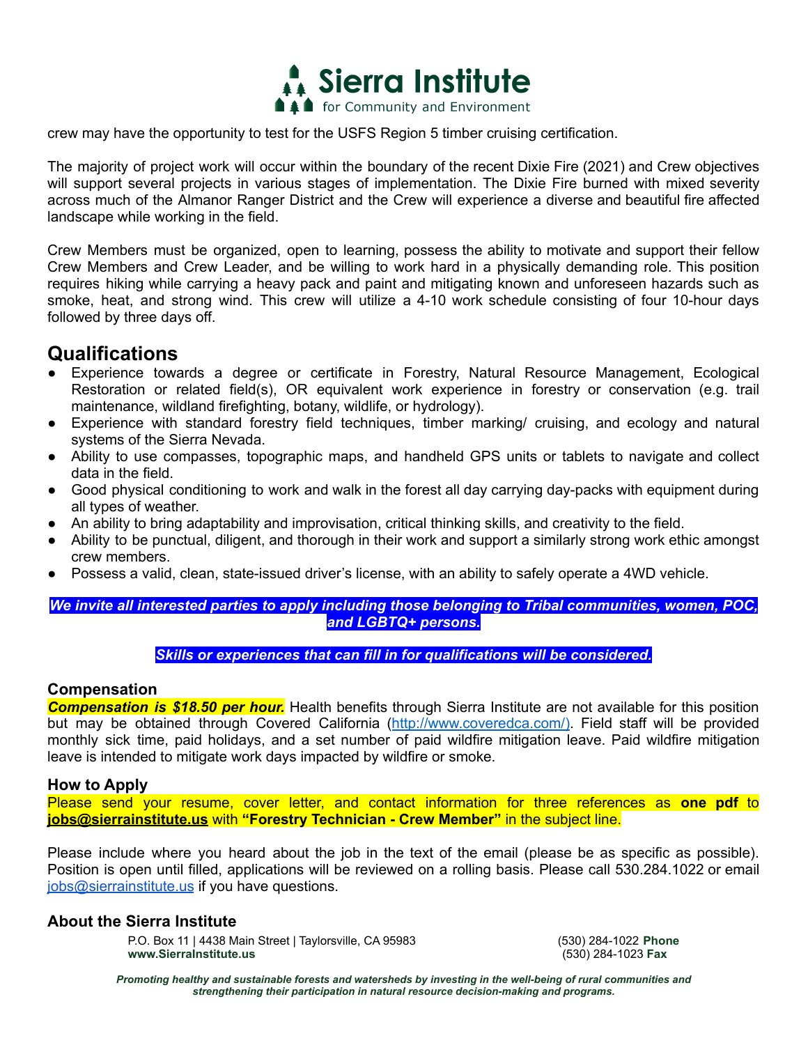crew may have the opportunity to test for the USFS Region 5 timber cruising certification.

The majority of project work will occur within the boundary of the recent Dixie Fire (2021) and Crew objectives will support several projects in various stages of implementation. The Dixie Fire burned with mixed severity across much of the Almanor Ranger District and the Crew will experience a diverse and beautiful fire affected landscape while working in the field.

Crew Members must be organized, open to learning, possess the ability to motivate and support their fellow Crew Members and Crew Leader, and be willing to work hard in a physically demanding role. This position requires hiking while carrying a heavy pack and paint and mitigating known and unforeseen hazards such as smoke, heat, and strong wind. This crew will utilize a 4-10 work schedule consisting of four 10-hour days followed by three days off.

## Qualifications

- Experience towards a degree or certificate in Forestry, Natural Resource Management, Ecological Restoration or related field(s), OR equivalent work experience in forestry or conservation (e.g. trail maintenance, wildland firefighting, botany, wildlife, or hydrology).
- Experience with standard forestry field techniques, timber marking/ cruising, and ecology and natural systems of the Sierra Nevada.
- Ability to use compasses, topographic maps, and handheld GPS units or tablets to navigate and collect data in the field.
- Good physical conditioning to work and walk in the forest all day carrying day-packs with equipment during all types of weather.
- An ability to bring adaptability and improvisation, critical thinking skills, and creativity to the field.
- Ability to be punctual, diligent, and thorough in their work and support a similarly strong work ethic amongst crew members.
- Possess a valid, clean, state-issued driver's license, with an ability to safely operate a 4WD vehicle.

***We invite all interested parties to apply including those belonging to Tribal communities, women, POC, and LGBTQ+ persons.***

***Skills or experiences that can fill in for qualifications will be considered.***

### Compensation

***Compensation is $18.50 per hour.*** Health benefits through Sierra Institute are not available for this position but may be obtained through Covered California (http://www.coveredca.com/). Field staff will be provided monthly sick time, paid holidays, and a set number of paid wildfire mitigation leave. Paid wildfire mitigation leave is intended to mitigate work days impacted by wildfire or smoke.

### How to Apply

Please send your resume, cover letter, and contact information for three references as **one pdf** to **jobs@sierrainstitute.us** with **"Forestry Technician - Crew Member"** in the subject line.

Please include where you heard about the job in the text of the email (please be as specific as possible). Position is open until filled, applications will be reviewed on a rolling basis. Please call 530.284.1022 or email jobs@sierrainstitute.us if you have questions.

### About the Sierra Institute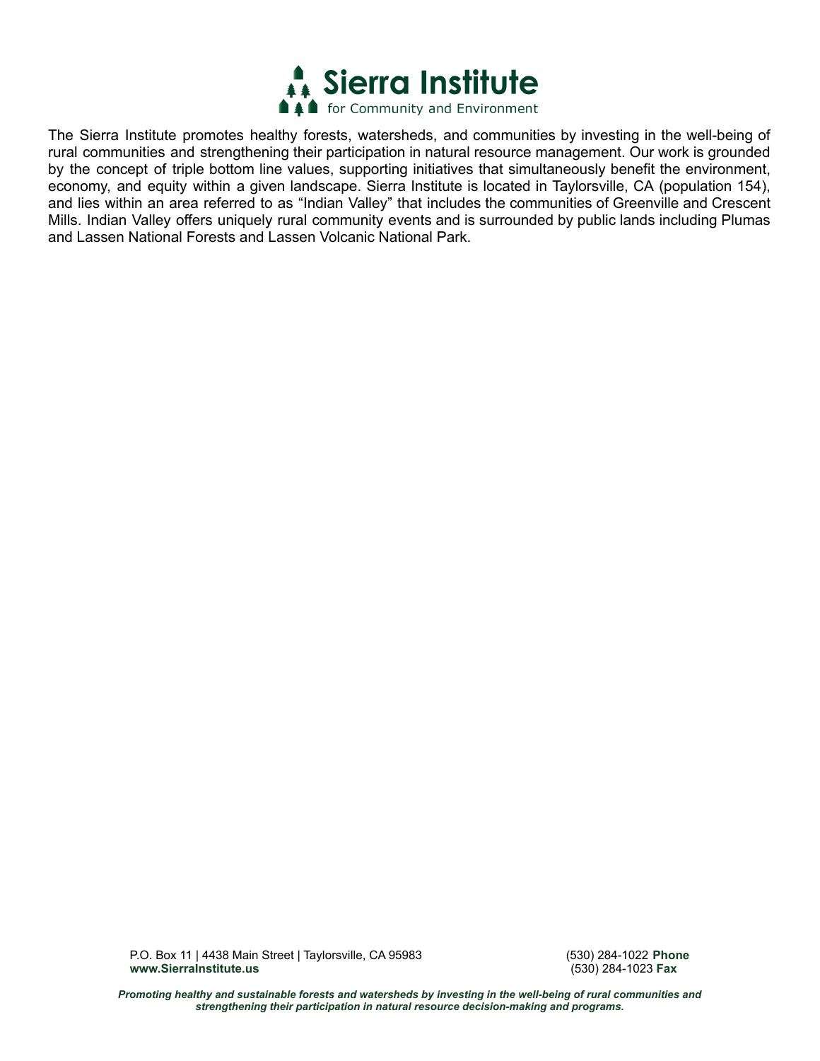# Sierra Institute

for Community and Environment

The Sierra Institute promotes healthy forests, watersheds, and communities by investing in the well-being of rural communities and strengthening their participation in natural resource management. Our work is grounded by the concept of triple bottom line values, supporting initiatives that simultaneously benefit the environment, economy, and equity within a given landscape. Sierra Institute is located in Taylorsville, CA (population 154), and lies within an area referred to as "Indian Valley" that includes the communities of Greenville and Crescent Mills. Indian Valley offers uniquely rural community events and is surrounded by public lands including Plumas and Lassen National Forests and Lassen Volcanic National Park.

P.O. Box 11 | 4438 Main Street | Taylorsville, CA 95983
**www.SierraInstitute.us**

(530) 284-1022 **Phone**
(530) 284-1023 **Fax**

***Promoting healthy and sustainable forests and watersheds by investing in the well-being of rural communities and strengthening their participation in natural resource decision-making and programs.***